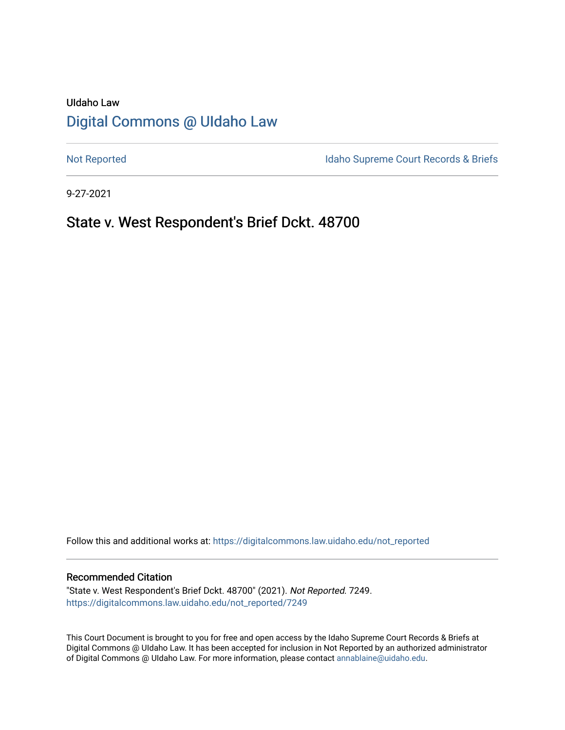UIdaho Law

# Digital Commons @ UIdaho Law

Not Reported | Idaho Supreme Court Records & Briefs

9-27-2021

## State v. West Respondent's Brief Dckt. 48700

Follow this and additional works at: https://digitalcommons.law.uidaho.edu/not_reported

### Recommended Citation

"State v. West Respondent's Brief Dckt. 48700" (2021). *Not Reported*. 7249.
https://digitalcommons.law.uidaho.edu/not_reported/7249

This Court Document is brought to you for free and open access by the Idaho Supreme Court Records & Briefs at Digital Commons @ UIdaho Law. It has been accepted for inclusion in Not Reported by an authorized administrator of Digital Commons @ UIdaho Law. For more information, please contact annablaine@uidaho.edu.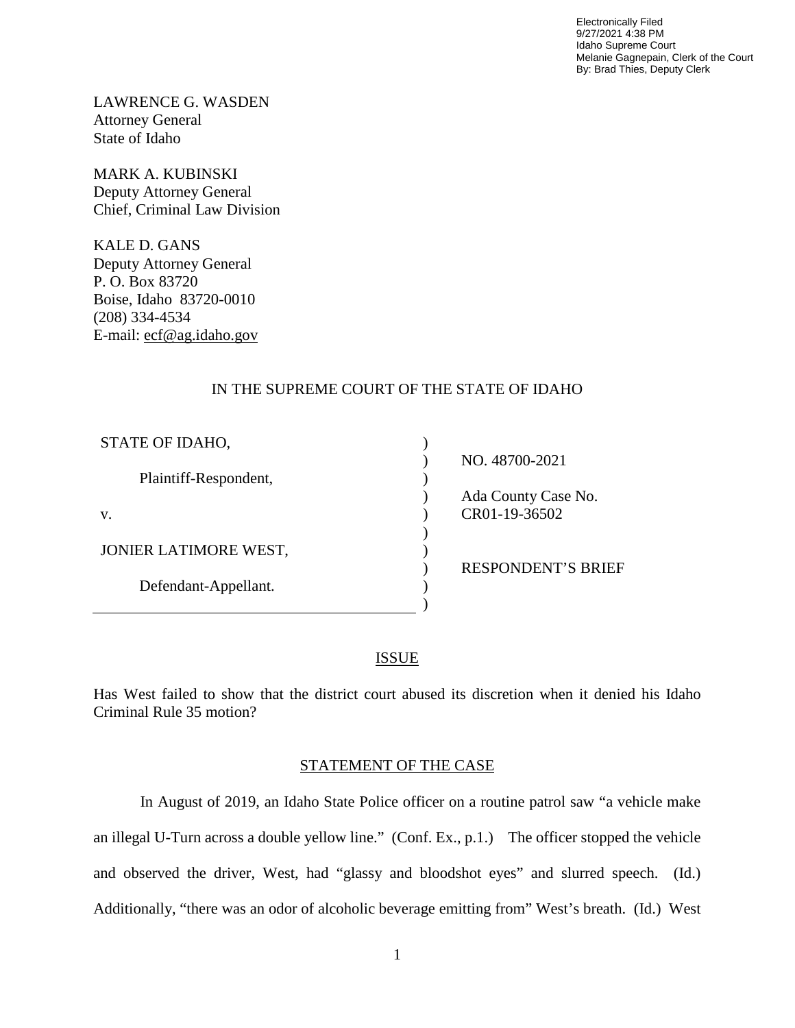Electronically Filed
9/27/2021 4:38 PM
Idaho Supreme Court
Melanie Gagnepain, Clerk of the Court
By: Brad Thies, Deputy Clerk

LAWRENCE G. WASDEN
Attorney General
State of Idaho

MARK A. KUBINSKI
Deputy Attorney General
Chief, Criminal Law Division

KALE D. GANS
Deputy Attorney General
P. O. Box 83720
Boise, Idaho 83720-0010
(208) 334-4534
E-mail: ecf@ag.idaho.gov

IN THE SUPREME COURT OF THE STATE OF IDAHO

| | | |
|---|---|---|
| STATE OF IDAHO, | ) | |
| | ) | NO. 48700-2021 |
| Plaintiff-Respondent, | ) | |
| | ) | Ada County Case No. |
| v. | ) | CR01-19-36502 |
| | ) | |
| JONIER LATIMORE WEST, | ) | |
| | ) | RESPONDENT'S BRIEF |
| Defendant-Appellant. | ) | |
| | ) | |

## ISSUE

Has West failed to show that the district court abused its discretion when it denied his Idaho Criminal Rule 35 motion?

## STATEMENT OF THE CASE

In August of 2019, an Idaho State Police officer on a routine patrol saw "a vehicle make an illegal U-Turn across a double yellow line." (Conf. Ex., p.1.) The officer stopped the vehicle and observed the driver, West, had "glassy and bloodshot eyes" and slurred speech. (Id.) Additionally, "there was an odor of alcoholic beverage emitting from" West's breath. (Id.) West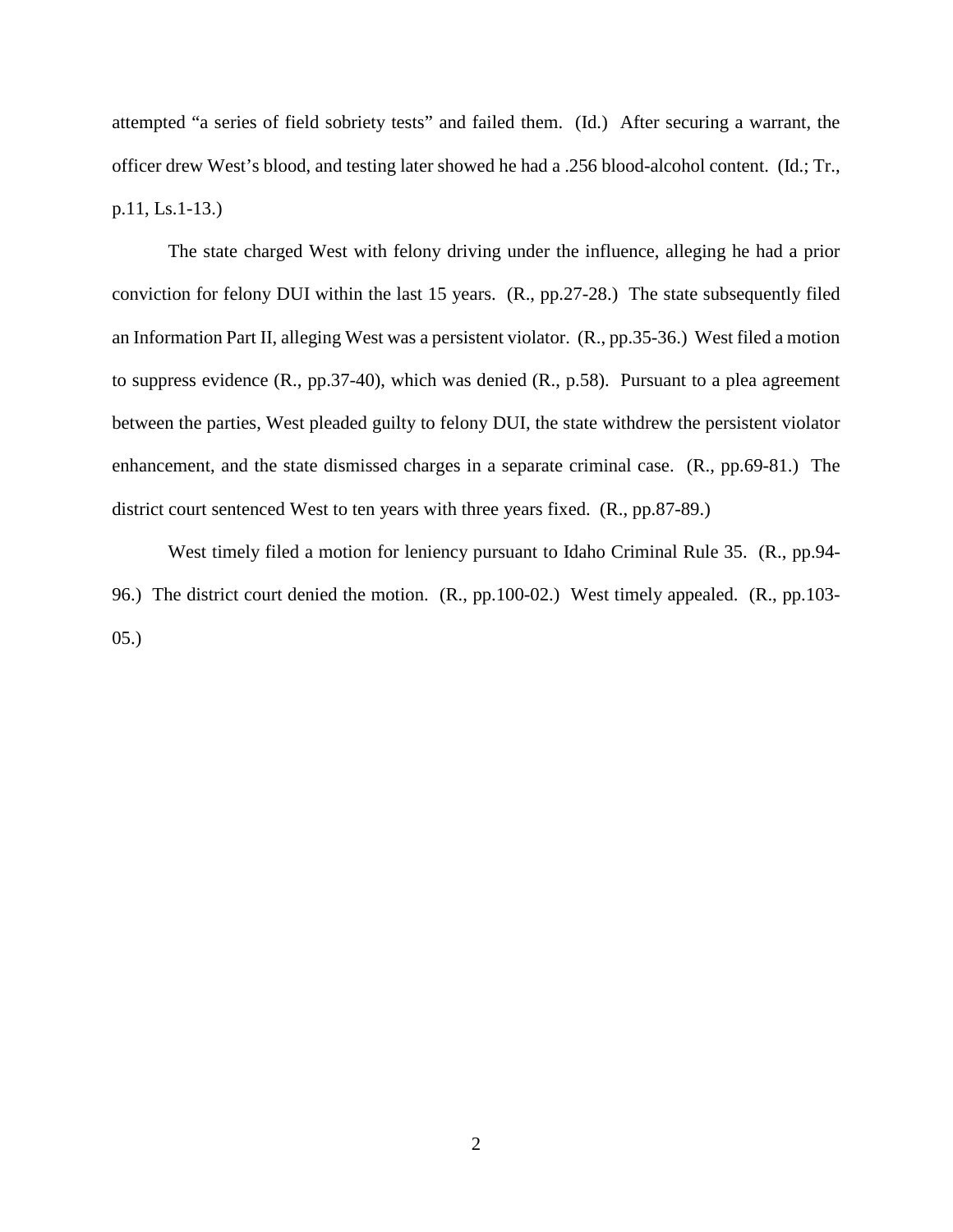attempted "a series of field sobriety tests" and failed them. (Id.) After securing a warrant, the officer drew West's blood, and testing later showed he had a .256 blood-alcohol content. (Id.; Tr., p.11, Ls.1-13.)

The state charged West with felony driving under the influence, alleging he had a prior conviction for felony DUI within the last 15 years. (R., pp.27-28.) The state subsequently filed an Information Part II, alleging West was a persistent violator. (R., pp.35-36.) West filed a motion to suppress evidence (R., pp.37-40), which was denied (R., p.58). Pursuant to a plea agreement between the parties, West pleaded guilty to felony DUI, the state withdrew the persistent violator enhancement, and the state dismissed charges in a separate criminal case. (R., pp.69-81.) The district court sentenced West to ten years with three years fixed. (R., pp.87-89.)

West timely filed a motion for leniency pursuant to Idaho Criminal Rule 35. (R., pp.94-96.) The district court denied the motion. (R., pp.100-02.) West timely appealed. (R., pp.103-05.)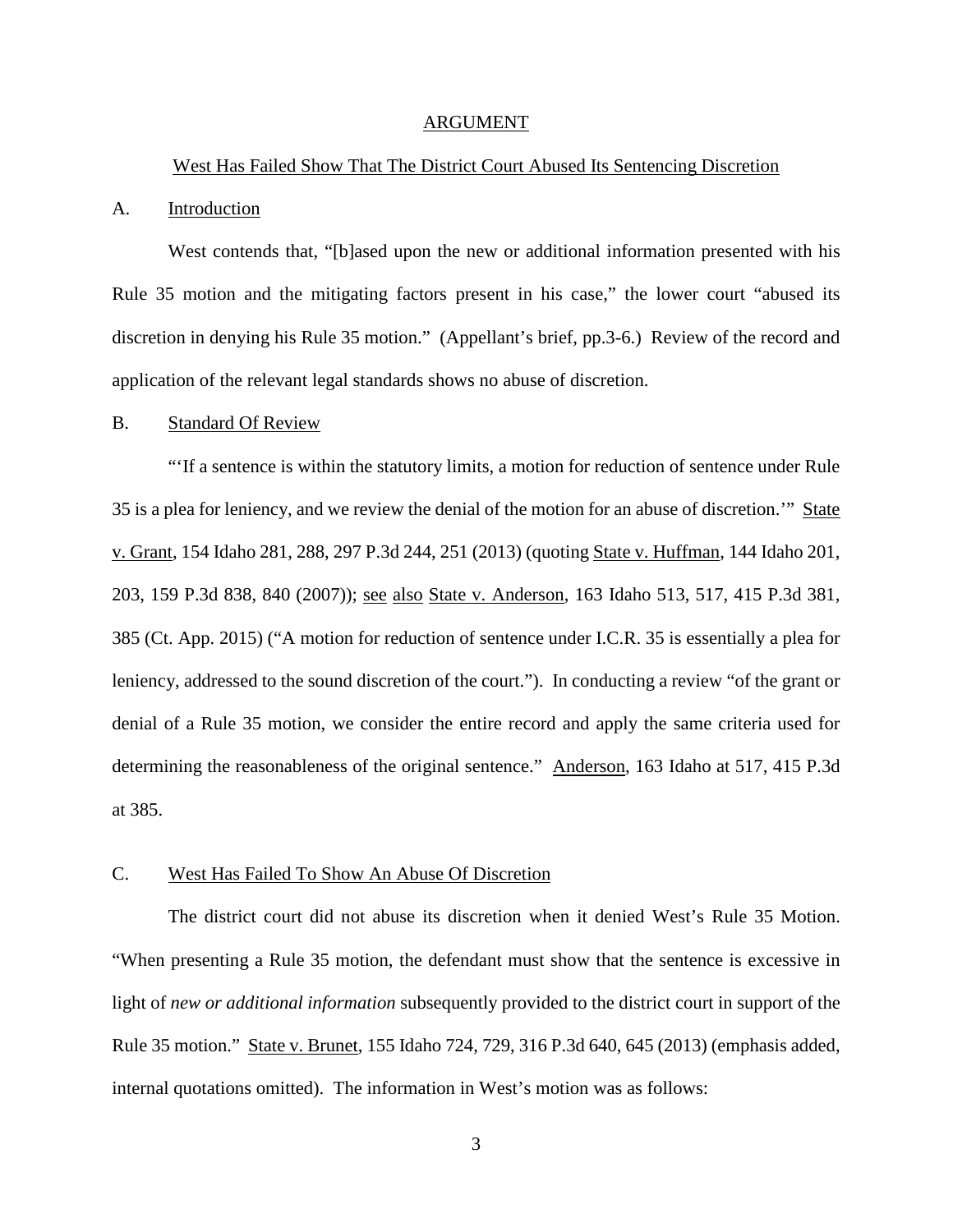## ARGUMENT

### West Has Failed Show That The District Court Abused Its Sentencing Discretion

### A. Introduction

West contends that, "[b]ased upon the new or additional information presented with his Rule 35 motion and the mitigating factors present in his case," the lower court "abused its discretion in denying his Rule 35 motion." (Appellant's brief, pp.3-6.) Review of the record and application of the relevant legal standards shows no abuse of discretion.

### B. Standard Of Review

"'If a sentence is within the statutory limits, a motion for reduction of sentence under Rule 35 is a plea for leniency, and we review the denial of the motion for an abuse of discretion.'" State v. Grant, 154 Idaho 281, 288, 297 P.3d 244, 251 (2013) (quoting State v. Huffman, 144 Idaho 201, 203, 159 P.3d 838, 840 (2007)); see also State v. Anderson, 163 Idaho 513, 517, 415 P.3d 381, 385 (Ct. App. 2015) ("A motion for reduction of sentence under I.C.R. 35 is essentially a plea for leniency, addressed to the sound discretion of the court."). In conducting a review "of the grant or denial of a Rule 35 motion, we consider the entire record and apply the same criteria used for determining the reasonableness of the original sentence." Anderson, 163 Idaho at 517, 415 P.3d at 385.

### C. West Has Failed To Show An Abuse Of Discretion

The district court did not abuse its discretion when it denied West's Rule 35 Motion. "When presenting a Rule 35 motion, the defendant must show that the sentence is excessive in light of *new or additional information* subsequently provided to the district court in support of the Rule 35 motion." State v. Brunet, 155 Idaho 724, 729, 316 P.3d 640, 645 (2013) (emphasis added, internal quotations omitted). The information in West's motion was as follows: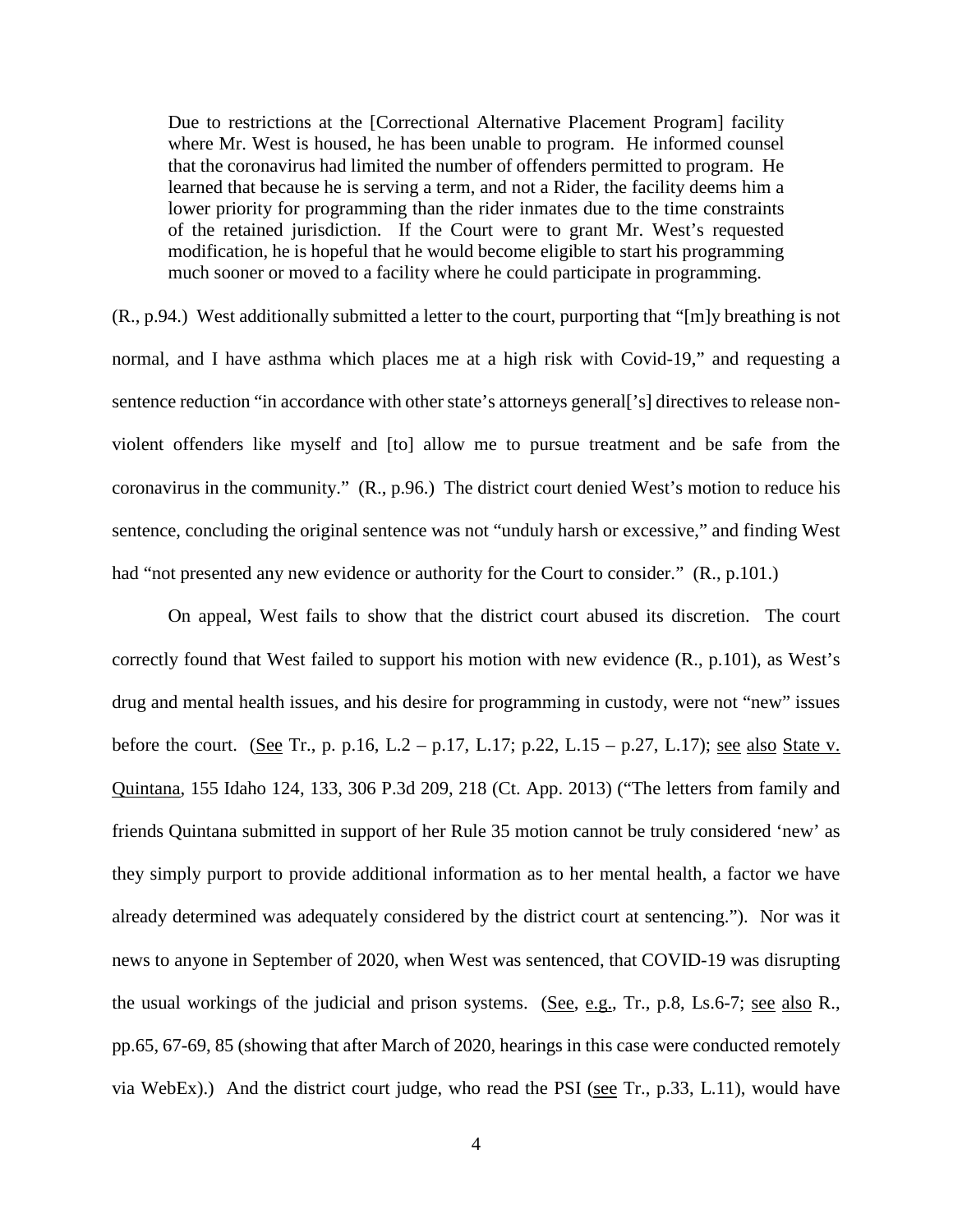> Due to restrictions at the [Correctional Alternative Placement Program] facility where Mr. West is housed, he has been unable to program. He informed counsel that the coronavirus had limited the number of offenders permitted to program. He learned that because he is serving a term, and not a Rider, the facility deems him a lower priority for programming than the rider inmates due to the time constraints of the retained jurisdiction. If the Court were to grant Mr. West's requested modification, he is hopeful that he would become eligible to start his programming much sooner or moved to a facility where he could participate in programming.

(R., p.94.) West additionally submitted a letter to the court, purporting that "[m]y breathing is not normal, and I have asthma which places me at a high risk with Covid-19," and requesting a sentence reduction "in accordance with other state's attorneys general['s] directives to release non-violent offenders like myself and [to] allow me to pursue treatment and be safe from the coronavirus in the community." (R., p.96.) The district court denied West's motion to reduce his sentence, concluding the original sentence was not "unduly harsh or excessive," and finding West had "not presented any new evidence or authority for the Court to consider." (R., p.101.)

On appeal, West fails to show that the district court abused its discretion. The court correctly found that West failed to support his motion with new evidence (R., p.101), as West's drug and mental health issues, and his desire for programming in custody, were not "new" issues before the court. (See Tr., p. p.16, L.2 – p.17, L.17; p.22, L.15 – p.27, L.17); see also State v. Quintana, 155 Idaho 124, 133, 306 P.3d 209, 218 (Ct. App. 2013) ("The letters from family and friends Quintana submitted in support of her Rule 35 motion cannot be truly considered 'new' as they simply purport to provide additional information as to her mental health, a factor we have already determined was adequately considered by the district court at sentencing."). Nor was it news to anyone in September of 2020, when West was sentenced, that COVID-19 was disrupting the usual workings of the judicial and prison systems. (See, e.g., Tr., p.8, Ls.6-7; see also R., pp.65, 67-69, 85 (showing that after March of 2020, hearings in this case were conducted remotely via WebEx).) And the district court judge, who read the PSI (see Tr., p.33, L.11), would have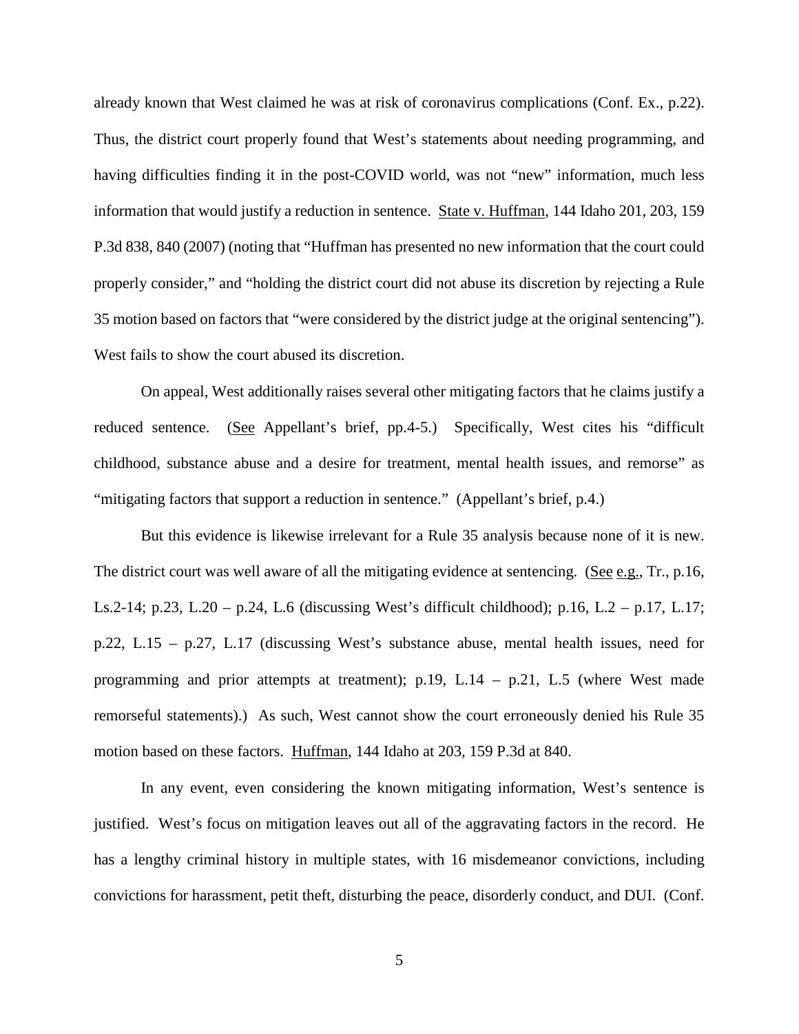already known that West claimed he was at risk of coronavirus complications (Conf. Ex., p.22). Thus, the district court properly found that West's statements about needing programming, and having difficulties finding it in the post-COVID world, was not "new" information, much less information that would justify a reduction in sentence. State v. Huffman, 144 Idaho 201, 203, 159 P.3d 838, 840 (2007) (noting that "Huffman has presented no new information that the court could properly consider," and "holding the district court did not abuse its discretion by rejecting a Rule 35 motion based on factors that "were considered by the district judge at the original sentencing"). West fails to show the court abused its discretion.

On appeal, West additionally raises several other mitigating factors that he claims justify a reduced sentence. (See Appellant's brief, pp.4-5.) Specifically, West cites his "difficult childhood, substance abuse and a desire for treatment, mental health issues, and remorse" as "mitigating factors that support a reduction in sentence." (Appellant's brief, p.4.)

But this evidence is likewise irrelevant for a Rule 35 analysis because none of it is new. The district court was well aware of all the mitigating evidence at sentencing. (See e.g., Tr., p.16, Ls.2-14; p.23, L.20 – p.24, L.6 (discussing West's difficult childhood); p.16, L.2 – p.17, L.17; p.22, L.15 – p.27, L.17 (discussing West's substance abuse, mental health issues, need for programming and prior attempts at treatment); p.19, L.14 – p.21, L.5 (where West made remorseful statements).) As such, West cannot show the court erroneously denied his Rule 35 motion based on these factors. Huffman, 144 Idaho at 203, 159 P.3d at 840.

In any event, even considering the known mitigating information, West's sentence is justified. West's focus on mitigation leaves out all of the aggravating factors in the record. He has a lengthy criminal history in multiple states, with 16 misdemeanor convictions, including convictions for harassment, petit theft, disturbing the peace, disorderly conduct, and DUI. (Conf.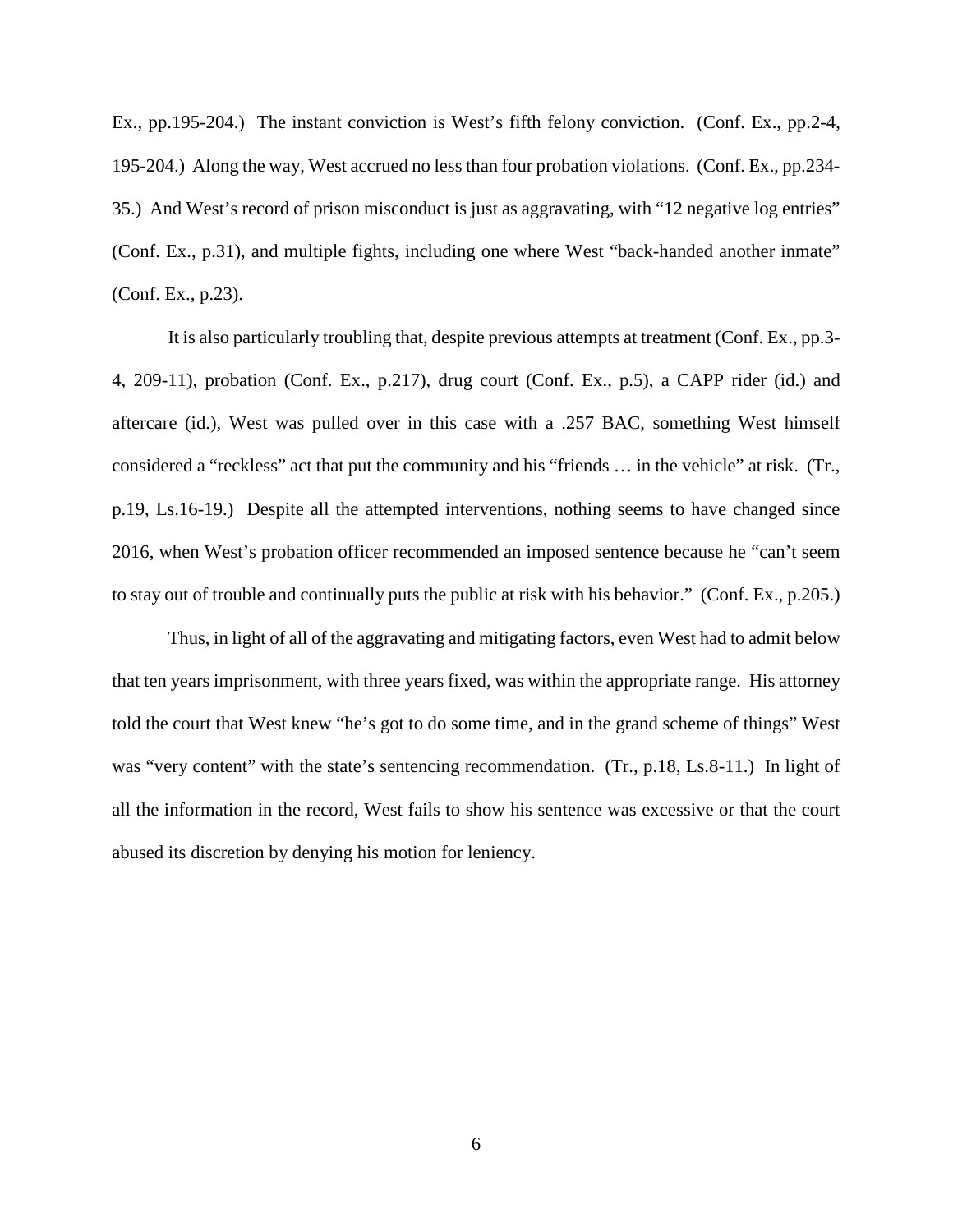Ex., pp.195-204.) The instant conviction is West's fifth felony conviction. (Conf. Ex., pp.2-4, 195-204.) Along the way, West accrued no less than four probation violations. (Conf. Ex., pp.234-35.) And West's record of prison misconduct is just as aggravating, with "12 negative log entries" (Conf. Ex., p.31), and multiple fights, including one where West "back-handed another inmate" (Conf. Ex., p.23).

It is also particularly troubling that, despite previous attempts at treatment (Conf. Ex., pp.3-4, 209-11), probation (Conf. Ex., p.217), drug court (Conf. Ex., p.5), a CAPP rider (id.) and aftercare (id.), West was pulled over in this case with a .257 BAC, something West himself considered a "reckless" act that put the community and his "friends … in the vehicle" at risk. (Tr., p.19, Ls.16-19.) Despite all the attempted interventions, nothing seems to have changed since 2016, when West's probation officer recommended an imposed sentence because he "can't seem to stay out of trouble and continually puts the public at risk with his behavior." (Conf. Ex., p.205.)

Thus, in light of all of the aggravating and mitigating factors, even West had to admit below that ten years imprisonment, with three years fixed, was within the appropriate range. His attorney told the court that West knew "he's got to do some time, and in the grand scheme of things" West was "very content" with the state's sentencing recommendation. (Tr., p.18, Ls.8-11.) In light of all the information in the record, West fails to show his sentence was excessive or that the court abused its discretion by denying his motion for leniency.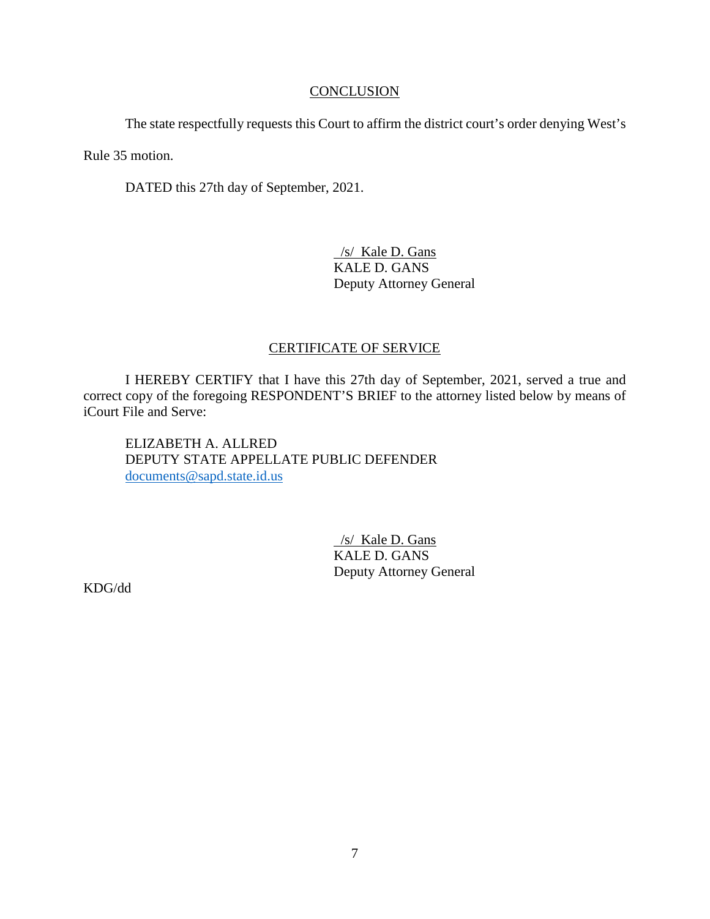## CONCLUSION

The state respectfully requests this Court to affirm the district court's order denying West's Rule 35 motion.

DATED this 27th day of September, 2021.

/s/ Kale D. Gans
KALE D. GANS
Deputy Attorney General

## CERTIFICATE OF SERVICE

I HEREBY CERTIFY that I have this 27th day of September, 2021, served a true and correct copy of the foregoing RESPONDENT'S BRIEF to the attorney listed below by means of iCourt File and Serve:

ELIZABETH A. ALLRED
DEPUTY STATE APPELLATE PUBLIC DEFENDER
documents@sapd.state.id.us

/s/ Kale D. Gans
KALE D. GANS
Deputy Attorney General

KDG/dd